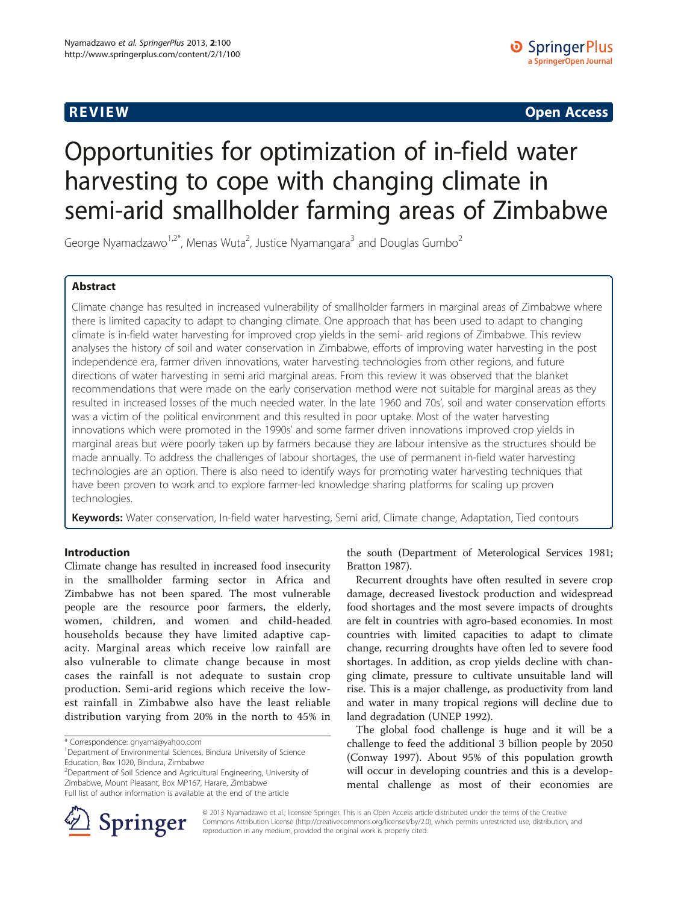**REVIEW** **Open Access**

# Opportunities for optimization of in-field water harvesting to cope with changing climate in semi-arid smallholder farming areas of Zimbabwe

George Nyamadzawo[1,2*], Menas Wuta[2], Justice Nyamangara[3] and Douglas Gumbo[2]

## Abstract

Climate change has resulted in increased vulnerability of smallholder farmers in marginal areas of Zimbabwe where there is limited capacity to adapt to changing climate. One approach that has been used to adapt to changing climate is in-field water harvesting for improved crop yields in the semi- arid regions of Zimbabwe. This review analyses the history of soil and water conservation in Zimbabwe, efforts of improving water harvesting in the post independence era, farmer driven innovations, water harvesting technologies from other regions, and future directions of water harvesting in semi arid marginal areas. From this review it was observed that the blanket recommendations that were made on the early conservation method were not suitable for marginal areas as they resulted in increased losses of the much needed water. In the late 1960 and 70s', soil and water conservation efforts was a victim of the political environment and this resulted in poor uptake. Most of the water harvesting innovations which were promoted in the 1990s' and some farmer driven innovations improved crop yields in marginal areas but were poorly taken up by farmers because they are labour intensive as the structures should be made annually. To address the challenges of labour shortages, the use of permanent in-field water harvesting technologies are an option. There is also need to identify ways for promoting water harvesting techniques that have been proven to work and to explore farmer-led knowledge sharing platforms for scaling up proven technologies.

**Keywords:** Water conservation, In-field water harvesting, Semi arid, Climate change, Adaptation, Tied contours

## Introduction

Climate change has resulted in increased food insecurity in the smallholder farming sector in Africa and Zimbabwe has not been spared. The most vulnerable people are the resource poor farmers, the elderly, women, children, and women and child-headed households because they have limited adaptive capacity. Marginal areas which receive low rainfall are also vulnerable to climate change because in most cases the rainfall is not adequate to sustain crop production. Semi-arid regions which receive the lowest rainfall in Zimbabwe also have the least reliable distribution varying from 20% in the north to 45% in the south (Department of Meterological Services 1981; Bratton 1987).

Recurrent droughts have often resulted in severe crop damage, decreased livestock production and widespread food shortages and the most severe impacts of droughts are felt in countries with agro-based economies. In most countries with limited capacities to adapt to climate change, recurring droughts have often led to severe food shortages. In addition, as crop yields decline with changing climate, pressure to cultivate unsuitable land will rise. This is a major challenge, as productivity from land and water in many tropical regions will decline due to land degradation (UNEP 1992).

The global food challenge is huge and it will be a challenge to feed the additional 3 billion people by 2050 (Conway 1997). About 95% of this population growth will occur in developing countries and this is a developmental challenge as most of their economies are

\* Correspondence: gnyama@yahoo.com
[1]Department of Environmental Sciences, Bindura University of Science Education, Box 1020, Bindura, Zimbabwe
[2]Department of Soil Science and Agricultural Engineering, University of Zimbabwe, Mount Pleasant, Box MP167, Harare, Zimbabwe
Full list of author information is available at the end of the article

© 2013 Nyamadzawo et al.; licensee Springer. This is an Open Access article distributed under the terms of the Creative Commons Attribution License (http://creativecommons.org/licenses/by/2.0), which permits unrestricted use, distribution, and reproduction in any medium, provided the original work is properly cited.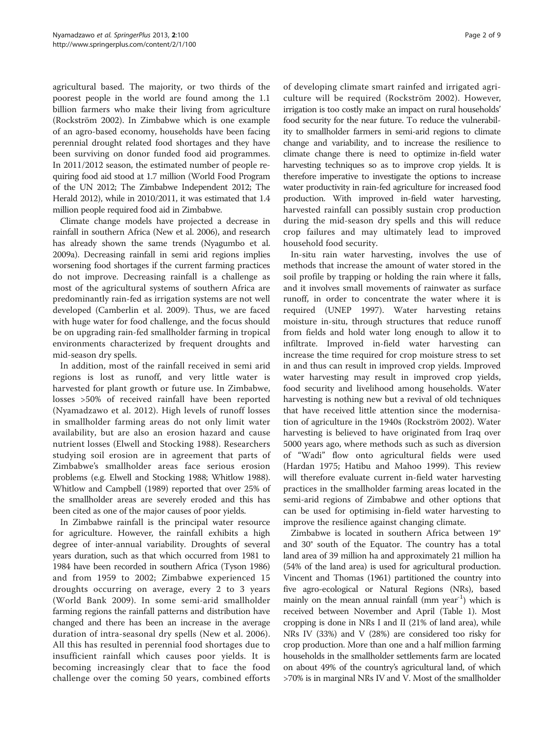agricultural based. The majority, or two thirds of the poorest people in the world are found among the 1.1 billion farmers who make their living from agriculture (Rockström 2002). In Zimbabwe which is one example of an agro-based economy, households have been facing perennial drought related food shortages and they have been surviving on donor funded food aid programmes. In 2011/2012 season, the estimated number of people requiring food aid stood at 1.7 million (World Food Program of the UN 2012; The Zimbabwe Independent 2012; The Herald 2012), while in 2010/2011, it was estimated that 1.4 million people required food aid in Zimbabwe.

Climate change models have projected a decrease in rainfall in southern Africa (New et al. 2006), and research has already shown the same trends (Nyagumbo et al. 2009a). Decreasing rainfall in semi arid regions implies worsening food shortages if the current farming practices do not improve. Decreasing rainfall is a challenge as most of the agricultural systems of southern Africa are predominantly rain-fed as irrigation systems are not well developed (Camberlin et al. 2009). Thus, we are faced with huge water for food challenge, and the focus should be on upgrading rain-fed smallholder farming in tropical environments characterized by frequent droughts and mid-season dry spells.

In addition, most of the rainfall received in semi arid regions is lost as runoff, and very little water is harvested for plant growth or future use. In Zimbabwe, losses >50% of received rainfall have been reported (Nyamadzawo et al. 2012). High levels of runoff losses in smallholder farming areas do not only limit water availability, but are also an erosion hazard and cause nutrient losses (Elwell and Stocking 1988). Researchers studying soil erosion are in agreement that parts of Zimbabwe's smallholder areas face serious erosion problems (e.g. Elwell and Stocking 1988; Whitlow 1988). Whitlow and Campbell (1989) reported that over 25% of the smallholder areas are severely eroded and this has been cited as one of the major causes of poor yields.

In Zimbabwe rainfall is the principal water resource for agriculture. However, the rainfall exhibits a high degree of inter-annual variability. Droughts of several years duration, such as that which occurred from 1981 to 1984 have been recorded in southern Africa (Tyson 1986) and from 1959 to 2002; Zimbabwe experienced 15 droughts occurring on average, every 2 to 3 years (World Bank 2009). In some semi-arid smallholder farming regions the rainfall patterns and distribution have changed and there has been an increase in the average duration of intra-seasonal dry spells (New et al. 2006). All this has resulted in perennial food shortages due to insufficient rainfall which causes poor yields. It is becoming increasingly clear that to face the food challenge over the coming 50 years, combined efforts of developing climate smart rainfed and irrigated agriculture will be required (Rockström 2002). However, irrigation is too costly make an impact on rural households' food security for the near future. To reduce the vulnerability to smallholder farmers in semi-arid regions to climate change and variability, and to increase the resilience to climate change there is need to optimize in-field water harvesting techniques so as to improve crop yields. It is therefore imperative to investigate the options to increase water productivity in rain-fed agriculture for increased food production. With improved in-field water harvesting, harvested rainfall can possibly sustain crop production during the mid-season dry spells and this will reduce crop failures and may ultimately lead to improved household food security.

In-situ rain water harvesting, involves the use of methods that increase the amount of water stored in the soil profile by trapping or holding the rain where it falls, and it involves small movements of rainwater as surface runoff, in order to concentrate the water where it is required (UNEP 1997). Water harvesting retains moisture in-situ, through structures that reduce runoff from fields and hold water long enough to allow it to infiltrate. Improved in-field water harvesting can increase the time required for crop moisture stress to set in and thus can result in improved crop yields. Improved water harvesting may result in improved crop yields, food security and livelihood among households. Water harvesting is nothing new but a revival of old techniques that have received little attention since the modernisation of agriculture in the 1940s (Rockström 2002). Water harvesting is believed to have originated from Iraq over 5000 years ago, where methods such as such as diversion of "Wadi" flow onto agricultural fields were used (Hardan 1975; Hatibu and Mahoo 1999). This review will therefore evaluate current in-field water harvesting practices in the smallholder farming areas located in the semi-arid regions of Zimbabwe and other options that can be used for optimising in-field water harvesting to improve the resilience against changing climate.

Zimbabwe is located in southern Africa between 19° and 30° south of the Equator. The country has a total land area of 39 million ha and approximately 21 million ha (54% of the land area) is used for agricultural production. Vincent and Thomas (1961) partitioned the country into five agro-ecological or Natural Regions (NRs), based mainly on the mean annual rainfall (mm year$^{-1}$) which is received between November and April (Table 1). Most cropping is done in NRs I and II (21% of land area), while NRs IV (33%) and V (28%) are considered too risky for crop production. More than one and a half million farming households in the smallholder settlements farm are located on about 49% of the country's agricultural land, of which >70% is in marginal NRs IV and V. Most of the smallholder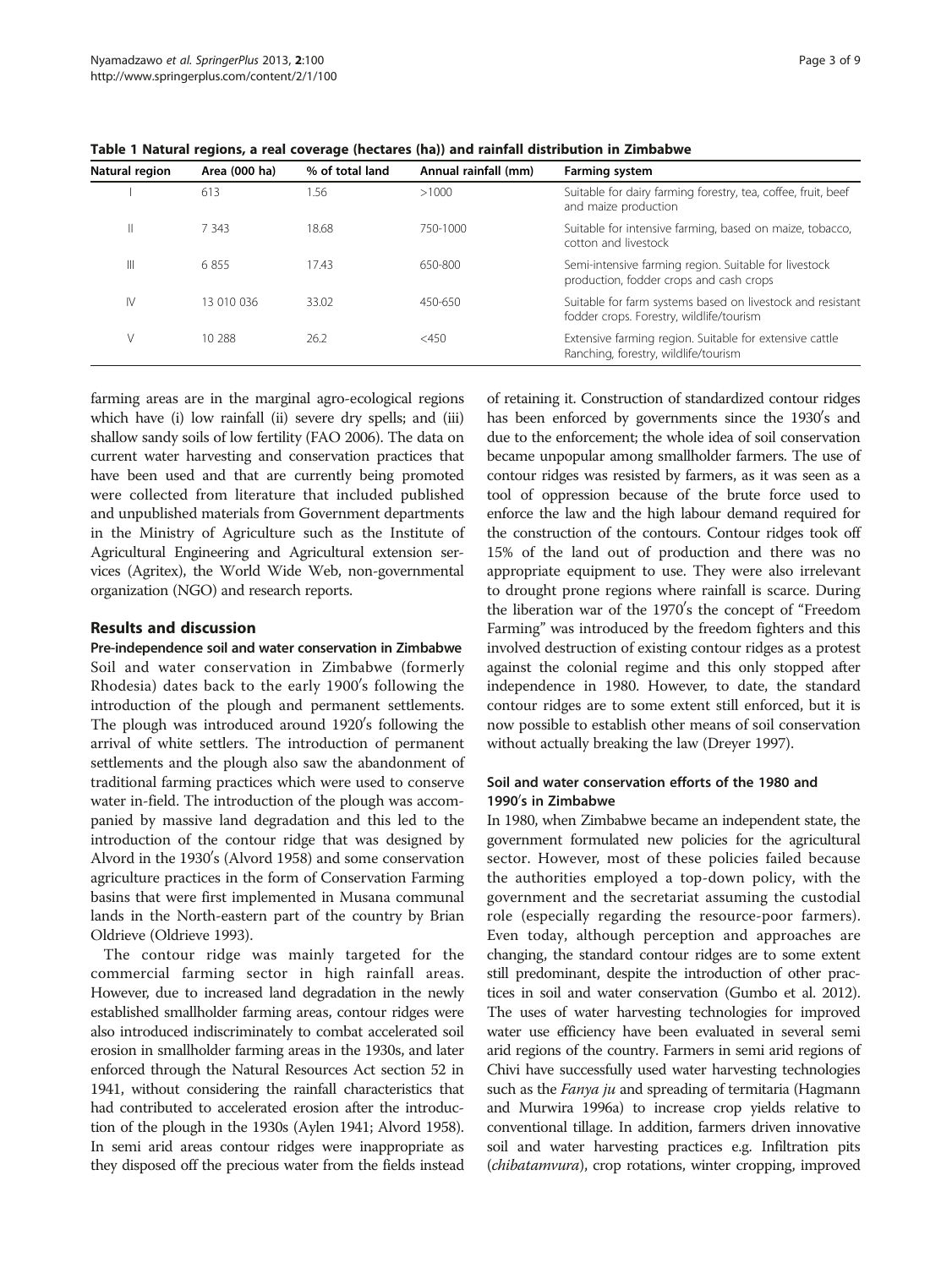**Table 1 Natural regions, a real coverage (hectares (ha)) and rainfall distribution in Zimbabwe**

| Natural region | Area (000 ha) | % of total land | Annual rainfall (mm) | Farming system |
|---|---|---|---|---|
| I | 613 | 1.56 | >1000 | Suitable for dairy farming forestry, tea, coffee, fruit, beef and maize production |
| II | 7 343 | 18.68 | 750-1000 | Suitable for intensive farming, based on maize, tobacco, cotton and livestock |
| III | 6 855 | 17.43 | 650-800 | Semi-intensive farming region. Suitable for livestock production, fodder crops and cash crops |
| IV | 13 010 036 | 33.02 | 450-650 | Suitable for farm systems based on livestock and resistant fodder crops. Forestry, wildlife/tourism |
| V | 10 288 | 26.2 | <450 | Extensive farming region. Suitable for extensive cattle Ranching, forestry, wildlife/tourism |

farming areas are in the marginal agro-ecological regions which have (i) low rainfall (ii) severe dry spells; and (iii) shallow sandy soils of low fertility (FAO 2006). The data on current water harvesting and conservation practices that have been used and that are currently being promoted were collected from literature that included published and unpublished materials from Government departments in the Ministry of Agriculture such as the Institute of Agricultural Engineering and Agricultural extension services (Agritex), the World Wide Web, non-governmental organization (NGO) and research reports.

## Results and discussion

### Pre-independence soil and water conservation in Zimbabwe

Soil and water conservation in Zimbabwe (formerly Rhodesia) dates back to the early 1900′s following the introduction of the plough and permanent settlements. The plough was introduced around 1920′s following the arrival of white settlers. The introduction of permanent settlements and the plough also saw the abandonment of traditional farming practices which were used to conserve water in-field. The introduction of the plough was accompanied by massive land degradation and this led to the introduction of the contour ridge that was designed by Alvord in the 1930′s (Alvord 1958) and some conservation agriculture practices in the form of Conservation Farming basins that were first implemented in Musana communal lands in the North-eastern part of the country by Brian Oldrieve (Oldrieve 1993).

The contour ridge was mainly targeted for the commercial farming sector in high rainfall areas. However, due to increased land degradation in the newly established smallholder farming areas, contour ridges were also introduced indiscriminately to combat accelerated soil erosion in smallholder farming areas in the 1930s, and later enforced through the Natural Resources Act section 52 in 1941, without considering the rainfall characteristics that had contributed to accelerated erosion after the introduction of the plough in the 1930s (Aylen 1941; Alvord 1958). In semi arid areas contour ridges were inappropriate as they disposed off the precious water from the fields instead of retaining it. Construction of standardized contour ridges has been enforced by governments since the 1930′s and due to the enforcement; the whole idea of soil conservation became unpopular among smallholder farmers. The use of contour ridges was resisted by farmers, as it was seen as a tool of oppression because of the brute force used to enforce the law and the high labour demand required for the construction of the contours. Contour ridges took off 15% of the land out of production and there was no appropriate equipment to use. They were also irrelevant to drought prone regions where rainfall is scarce. During the liberation war of the 1970′s the concept of "Freedom Farming" was introduced by the freedom fighters and this involved destruction of existing contour ridges as a protest against the colonial regime and this only stopped after independence in 1980. However, to date, the standard contour ridges are to some extent still enforced, but it is now possible to establish other means of soil conservation without actually breaking the law (Dreyer 1997).

### Soil and water conservation efforts of the 1980 and 1990′s in Zimbabwe

In 1980, when Zimbabwe became an independent state, the government formulated new policies for the agricultural sector. However, most of these policies failed because the authorities employed a top-down policy, with the government and the secretariat assuming the custodial role (especially regarding the resource-poor farmers). Even today, although perception and approaches are changing, the standard contour ridges are to some extent still predominant, despite the introduction of other practices in soil and water conservation (Gumbo et al. 2012). The uses of water harvesting technologies for improved water use efficiency have been evaluated in several semi arid regions of the country. Farmers in semi arid regions of Chivi have successfully used water harvesting technologies such as the *Fanya ju* and spreading of termitaria (Hagmann and Murwira 1996a) to increase crop yields relative to conventional tillage. In addition, farmers driven innovative soil and water harvesting practices e.g. Infiltration pits (*chibatamvura*), crop rotations, winter cropping, improved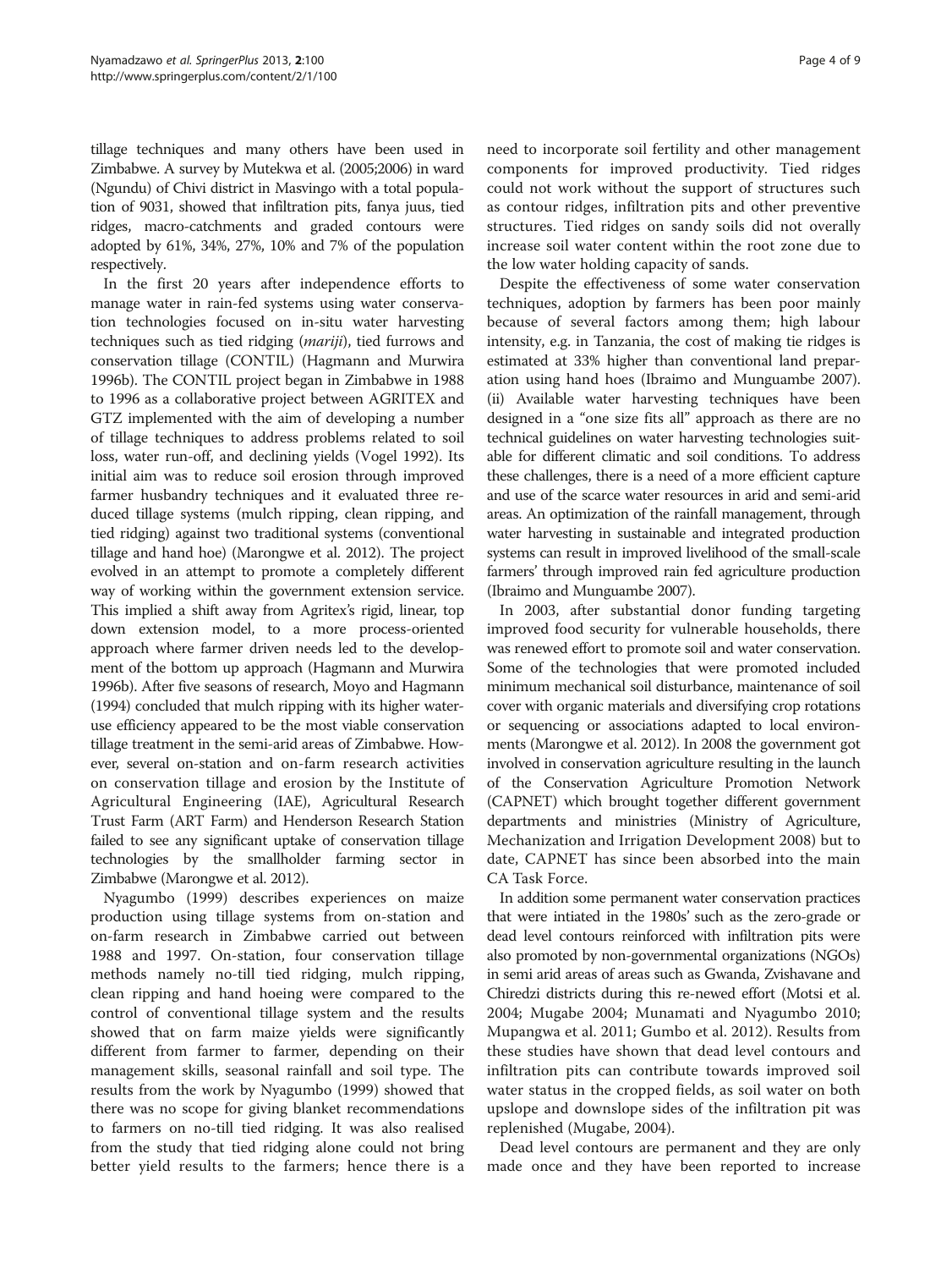tillage techniques and many others have been used in Zimbabwe. A survey by Mutekwa et al. (2005;2006) in ward (Ngundu) of Chivi district in Masvingo with a total population of 9031, showed that infiltration pits, fanya juus, tied ridges, macro-catchments and graded contours were adopted by 61%, 34%, 27%, 10% and 7% of the population respectively.

In the first 20 years after independence efforts to manage water in rain-fed systems using water conservation technologies focused on in-situ water harvesting techniques such as tied ridging (*mariji*), tied furrows and conservation tillage (CONTIL) (Hagmann and Murwira 1996b). The CONTIL project began in Zimbabwe in 1988 to 1996 as a collaborative project between AGRITEX and GTZ implemented with the aim of developing a number of tillage techniques to address problems related to soil loss, water run-off, and declining yields (Vogel 1992). Its initial aim was to reduce soil erosion through improved farmer husbandry techniques and it evaluated three reduced tillage systems (mulch ripping, clean ripping, and tied ridging) against two traditional systems (conventional tillage and hand hoe) (Marongwe et al. 2012). The project evolved in an attempt to promote a completely different way of working within the government extension service. This implied a shift away from Agritex's rigid, linear, top down extension model, to a more process-oriented approach where farmer driven needs led to the development of the bottom up approach (Hagmann and Murwira 1996b). After five seasons of research, Moyo and Hagmann (1994) concluded that mulch ripping with its higher water-use efficiency appeared to be the most viable conservation tillage treatment in the semi-arid areas of Zimbabwe. However, several on-station and on-farm research activities on conservation tillage and erosion by the Institute of Agricultural Engineering (IAE), Agricultural Research Trust Farm (ART Farm) and Henderson Research Station failed to see any significant uptake of conservation tillage technologies by the smallholder farming sector in Zimbabwe (Marongwe et al. 2012).

Nyagumbo (1999) describes experiences on maize production using tillage systems from on-station and on-farm research in Zimbabwe carried out between 1988 and 1997. On-station, four conservation tillage methods namely no-till tied ridging, mulch ripping, clean ripping and hand hoeing were compared to the control of conventional tillage system and the results showed that on farm maize yields were significantly different from farmer to farmer, depending on their management skills, seasonal rainfall and soil type. The results from the work by Nyagumbo (1999) showed that there was no scope for giving blanket recommendations to farmers on no-till tied ridging. It was also realised from the study that tied ridging alone could not bring better yield results to the farmers; hence there is a need to incorporate soil fertility and other management components for improved productivity. Tied ridges could not work without the support of structures such as contour ridges, infiltration pits and other preventive structures. Tied ridges on sandy soils did not overally increase soil water content within the root zone due to the low water holding capacity of sands.

Despite the effectiveness of some water conservation techniques, adoption by farmers has been poor mainly because of several factors among them; high labour intensity, e.g. in Tanzania, the cost of making tie ridges is estimated at 33% higher than conventional land preparation using hand hoes (Ibraimo and Munguambe 2007). (ii) Available water harvesting techniques have been designed in a "one size fits all" approach as there are no technical guidelines on water harvesting technologies suitable for different climatic and soil conditions. To address these challenges, there is a need of a more efficient capture and use of the scarce water resources in arid and semi-arid areas. An optimization of the rainfall management, through water harvesting in sustainable and integrated production systems can result in improved livelihood of the small-scale farmers' through improved rain fed agriculture production (Ibraimo and Munguambe 2007).

In 2003, after substantial donor funding targeting improved food security for vulnerable households, there was renewed effort to promote soil and water conservation. Some of the technologies that were promoted included minimum mechanical soil disturbance, maintenance of soil cover with organic materials and diversifying crop rotations or sequencing or associations adapted to local environments (Marongwe et al. 2012). In 2008 the government got involved in conservation agriculture resulting in the launch of the Conservation Agriculture Promotion Network (CAPNET) which brought together different government departments and ministries (Ministry of Agriculture, Mechanization and Irrigation Development 2008) but to date, CAPNET has since been absorbed into the main CA Task Force.

In addition some permanent water conservation practices that were intiated in the 1980s' such as the zero-grade or dead level contours reinforced with infiltration pits were also promoted by non-governmental organizations (NGOs) in semi arid areas of areas such as Gwanda, Zvishavane and Chiredzi districts during this re-newed effort (Motsi et al. 2004; Mugabe 2004; Munamati and Nyagumbo 2010; Mupangwa et al. 2011; Gumbo et al. 2012). Results from these studies have shown that dead level contours and infiltration pits can contribute towards improved soil water status in the cropped fields, as soil water on both upslope and downslope sides of the infiltration pit was replenished (Mugabe, 2004).

Dead level contours are permanent and they are only made once and they have been reported to increase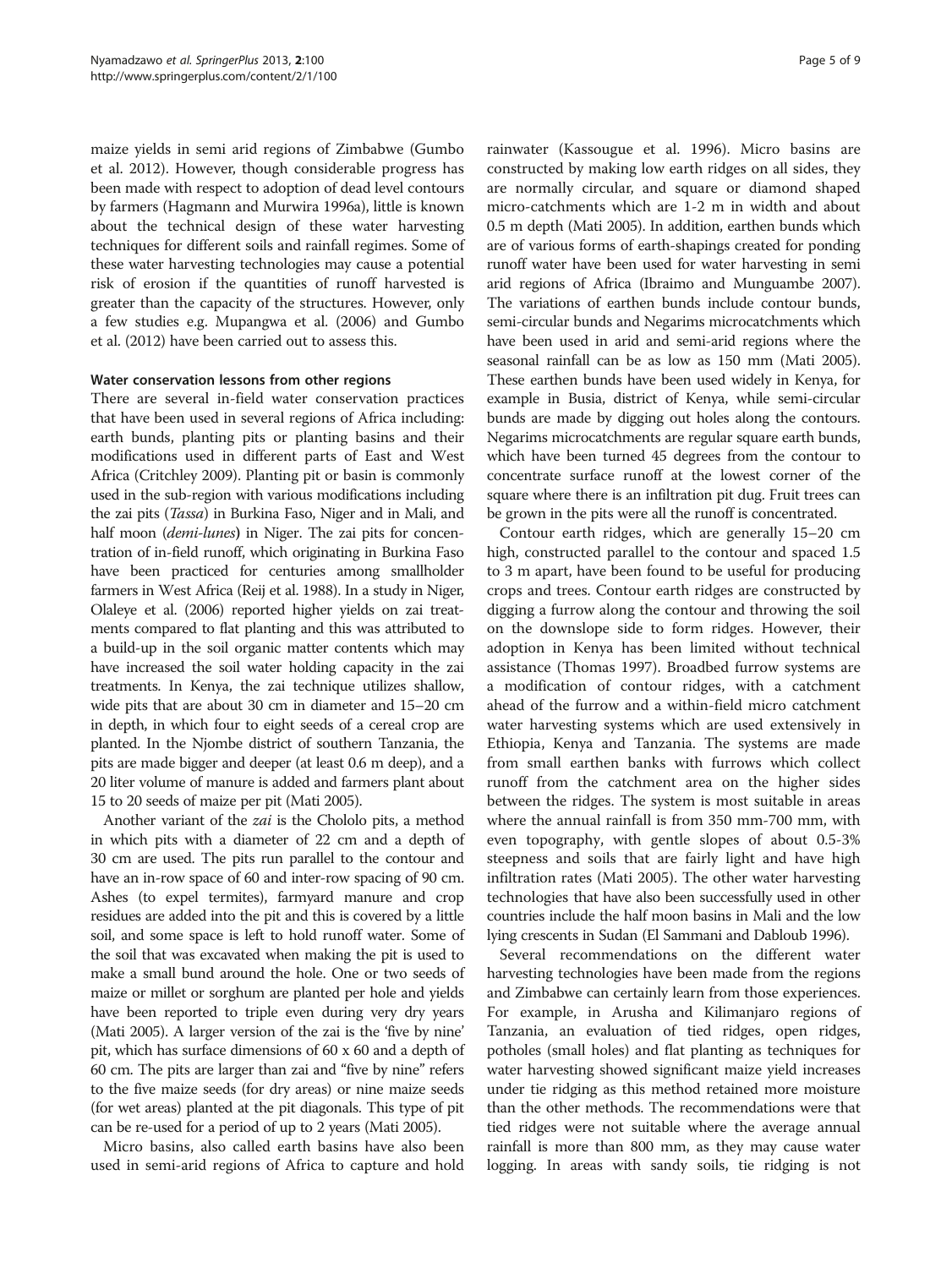maize yields in semi arid regions of Zimbabwe (Gumbo et al. 2012). However, though considerable progress has been made with respect to adoption of dead level contours by farmers (Hagmann and Murwira 1996a), little is known about the technical design of these water harvesting techniques for different soils and rainfall regimes. Some of these water harvesting technologies may cause a potential risk of erosion if the quantities of runoff harvested is greater than the capacity of the structures. However, only a few studies e.g. Mupangwa et al. (2006) and Gumbo et al. (2012) have been carried out to assess this.

## Water conservation lessons from other regions

There are several in-field water conservation practices that have been used in several regions of Africa including: earth bunds, planting pits or planting basins and their modifications used in different parts of East and West Africa (Critchley 2009). Planting pit or basin is commonly used in the sub-region with various modifications including the zai pits (*Tassa*) in Burkina Faso, Niger and in Mali, and half moon (*demi-lunes*) in Niger. The zai pits for concentration of in-field runoff, which originating in Burkina Faso have been practiced for centuries among smallholder farmers in West Africa (Reij et al. 1988). In a study in Niger, Olaleye et al. (2006) reported higher yields on zai treatments compared to flat planting and this was attributed to a build-up in the soil organic matter contents which may have increased the soil water holding capacity in the zai treatments. In Kenya, the zai technique utilizes shallow, wide pits that are about 30 cm in diameter and 15–20 cm in depth, in which four to eight seeds of a cereal crop are planted. In the Njombe district of southern Tanzania, the pits are made bigger and deeper (at least 0.6 m deep), and a 20 liter volume of manure is added and farmers plant about 15 to 20 seeds of maize per pit (Mati 2005).

Another variant of the *zai* is the Chololo pits, a method in which pits with a diameter of 22 cm and a depth of 30 cm are used. The pits run parallel to the contour and have an in-row space of 60 and inter-row spacing of 90 cm. Ashes (to expel termites), farmyard manure and crop residues are added into the pit and this is covered by a little soil, and some space is left to hold runoff water. Some of the soil that was excavated when making the pit is used to make a small bund around the hole. One or two seeds of maize or millet or sorghum are planted per hole and yields have been reported to triple even during very dry years (Mati 2005). A larger version of the zai is the 'five by nine' pit, which has surface dimensions of 60 x 60 and a depth of 60 cm. The pits are larger than zai and "five by nine" refers to the five maize seeds (for dry areas) or nine maize seeds (for wet areas) planted at the pit diagonals. This type of pit can be re-used for a period of up to 2 years (Mati 2005).

Micro basins, also called earth basins have also been used in semi-arid regions of Africa to capture and hold rainwater (Kassougue et al. 1996). Micro basins are constructed by making low earth ridges on all sides, they are normally circular, and square or diamond shaped micro-catchments which are 1-2 m in width and about 0.5 m depth (Mati 2005). In addition, earthen bunds which are of various forms of earth-shapings created for ponding runoff water have been used for water harvesting in semi arid regions of Africa (Ibraimo and Munguambe 2007). The variations of earthen bunds include contour bunds, semi-circular bunds and Negarims microcatchments which have been used in arid and semi-arid regions where the seasonal rainfall can be as low as 150 mm (Mati 2005). These earthen bunds have been used widely in Kenya, for example in Busia, district of Kenya, while semi-circular bunds are made by digging out holes along the contours. Negarims microcatchments are regular square earth bunds, which have been turned 45 degrees from the contour to concentrate surface runoff at the lowest corner of the square where there is an infiltration pit dug. Fruit trees can be grown in the pits were all the runoff is concentrated.

Contour earth ridges, which are generally 15–20 cm high, constructed parallel to the contour and spaced 1.5 to 3 m apart, have been found to be useful for producing crops and trees. Contour earth ridges are constructed by digging a furrow along the contour and throwing the soil on the downslope side to form ridges. However, their adoption in Kenya has been limited without technical assistance (Thomas 1997). Broadbed furrow systems are a modification of contour ridges, with a catchment ahead of the furrow and a within-field micro catchment water harvesting systems which are used extensively in Ethiopia, Kenya and Tanzania. The systems are made from small earthen banks with furrows which collect runoff from the catchment area on the higher sides between the ridges. The system is most suitable in areas where the annual rainfall is from 350 mm-700 mm, with even topography, with gentle slopes of about 0.5-3% steepness and soils that are fairly light and have high infiltration rates (Mati 2005). The other water harvesting technologies that have also been successfully used in other countries include the half moon basins in Mali and the low lying crescents in Sudan (El Sammani and Dabloub 1996).

Several recommendations on the different water harvesting technologies have been made from the regions and Zimbabwe can certainly learn from those experiences. For example, in Arusha and Kilimanjaro regions of Tanzania, an evaluation of tied ridges, open ridges, potholes (small holes) and flat planting as techniques for water harvesting showed significant maize yield increases under tie ridging as this method retained more moisture than the other methods. The recommendations were that tied ridges were not suitable where the average annual rainfall is more than 800 mm, as they may cause water logging. In areas with sandy soils, tie ridging is not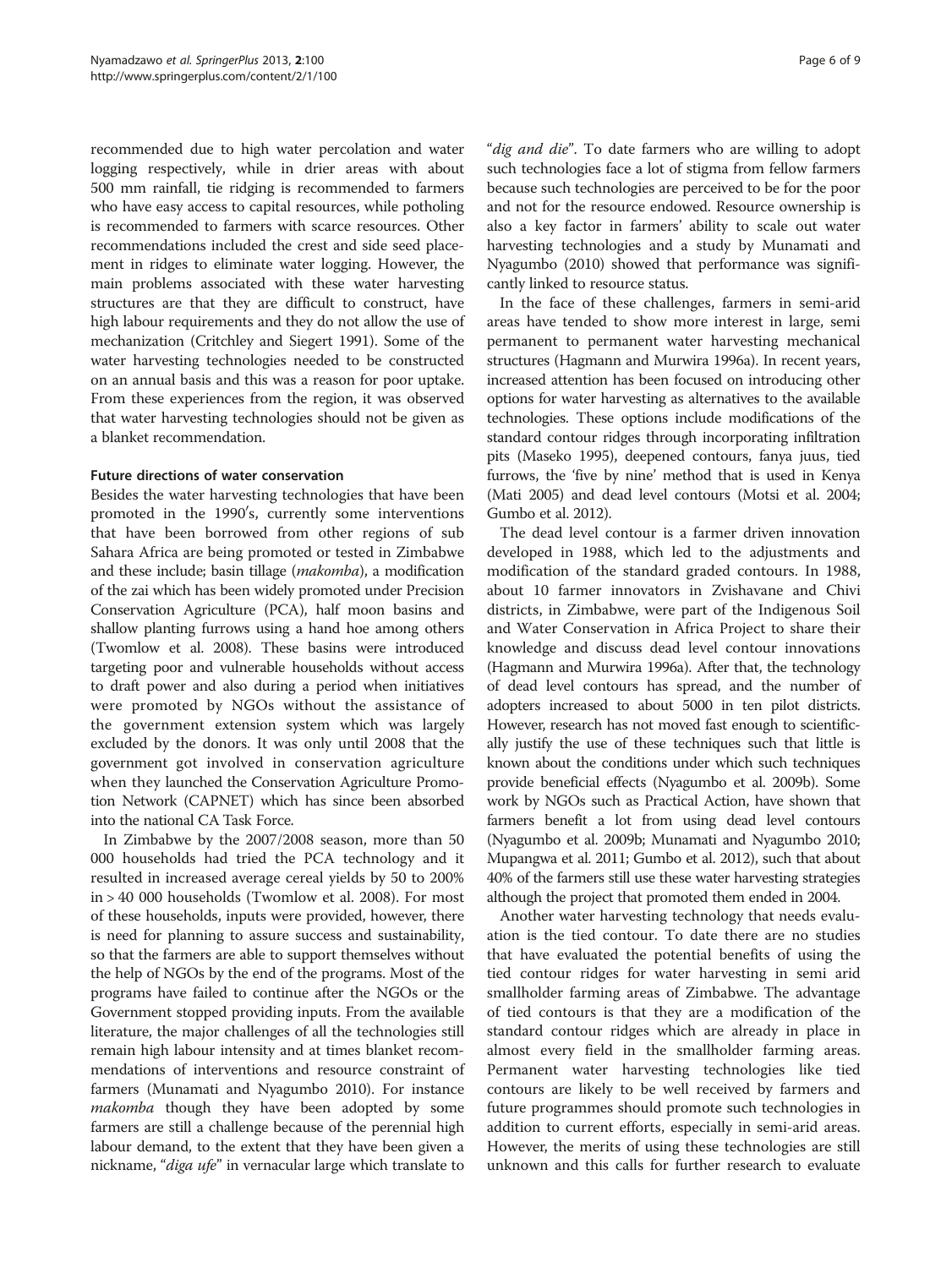recommended due to high water percolation and water logging respectively, while in drier areas with about 500 mm rainfall, tie ridging is recommended to farmers who have easy access to capital resources, while potholing is recommended to farmers with scarce resources. Other recommendations included the crest and side seed placement in ridges to eliminate water logging. However, the main problems associated with these water harvesting structures are that they are difficult to construct, have high labour requirements and they do not allow the use of mechanization (Critchley and Siegert 1991). Some of the water harvesting technologies needed to be constructed on an annual basis and this was a reason for poor uptake. From these experiences from the region, it was observed that water harvesting technologies should not be given as a blanket recommendation.

#### Future directions of water conservation

Besides the water harvesting technologies that have been promoted in the 1990′s, currently some interventions that have been borrowed from other regions of sub Sahara Africa are being promoted or tested in Zimbabwe and these include; basin tillage (*makomba*), a modification of the zai which has been widely promoted under Precision Conservation Agriculture (PCA), half moon basins and shallow planting furrows using a hand hoe among others (Twomlow et al. 2008). These basins were introduced targeting poor and vulnerable households without access to draft power and also during a period when initiatives were promoted by NGOs without the assistance of the government extension system which was largely excluded by the donors. It was only until 2008 that the government got involved in conservation agriculture when they launched the Conservation Agriculture Promotion Network (CAPNET) which has since been absorbed into the national CA Task Force.

In Zimbabwe by the 2007/2008 season, more than 50 000 households had tried the PCA technology and it resulted in increased average cereal yields by 50 to 200% in > 40 000 households (Twomlow et al. 2008). For most of these households, inputs were provided, however, there is need for planning to assure success and sustainability, so that the farmers are able to support themselves without the help of NGOs by the end of the programs. Most of the programs have failed to continue after the NGOs or the Government stopped providing inputs. From the available literature, the major challenges of all the technologies still remain high labour intensity and at times blanket recommendations of interventions and resource constraint of farmers (Munamati and Nyagumbo 2010). For instance *makomba* though they have been adopted by some farmers are still a challenge because of the perennial high labour demand, to the extent that they have been given a nickname, "*diga ufe*" in vernacular large which translate to "*dig and die*". To date farmers who are willing to adopt such technologies face a lot of stigma from fellow farmers because such technologies are perceived to be for the poor and not for the resource endowed. Resource ownership is also a key factor in farmers' ability to scale out water harvesting technologies and a study by Munamati and Nyagumbo (2010) showed that performance was significantly linked to resource status.

In the face of these challenges, farmers in semi-arid areas have tended to show more interest in large, semi permanent to permanent water harvesting mechanical structures (Hagmann and Murwira 1996a). In recent years, increased attention has been focused on introducing other options for water harvesting as alternatives to the available technologies. These options include modifications of the standard contour ridges through incorporating infiltration pits (Maseko 1995), deepened contours, fanya juus, tied furrows, the 'five by nine' method that is used in Kenya (Mati 2005) and dead level contours (Motsi et al. 2004; Gumbo et al. 2012).

The dead level contour is a farmer driven innovation developed in 1988, which led to the adjustments and modification of the standard graded contours. In 1988, about 10 farmer innovators in Zvishavane and Chivi districts, in Zimbabwe, were part of the Indigenous Soil and Water Conservation in Africa Project to share their knowledge and discuss dead level contour innovations (Hagmann and Murwira 1996a). After that, the technology of dead level contours has spread, and the number of adopters increased to about 5000 in ten pilot districts. However, research has not moved fast enough to scientifically justify the use of these techniques such that little is known about the conditions under which such techniques provide beneficial effects (Nyagumbo et al. 2009b). Some work by NGOs such as Practical Action, have shown that farmers benefit a lot from using dead level contours (Nyagumbo et al. 2009b; Munamati and Nyagumbo 2010; Mupangwa et al. 2011; Gumbo et al. 2012), such that about 40% of the farmers still use these water harvesting strategies although the project that promoted them ended in 2004.

Another water harvesting technology that needs evaluation is the tied contour. To date there are no studies that have evaluated the potential benefits of using the tied contour ridges for water harvesting in semi arid smallholder farming areas of Zimbabwe. The advantage of tied contours is that they are a modification of the standard contour ridges which are already in place in almost every field in the smallholder farming areas. Permanent water harvesting technologies like tied contours are likely to be well received by farmers and future programmes should promote such technologies in addition to current efforts, especially in semi-arid areas. However, the merits of using these technologies are still unknown and this calls for further research to evaluate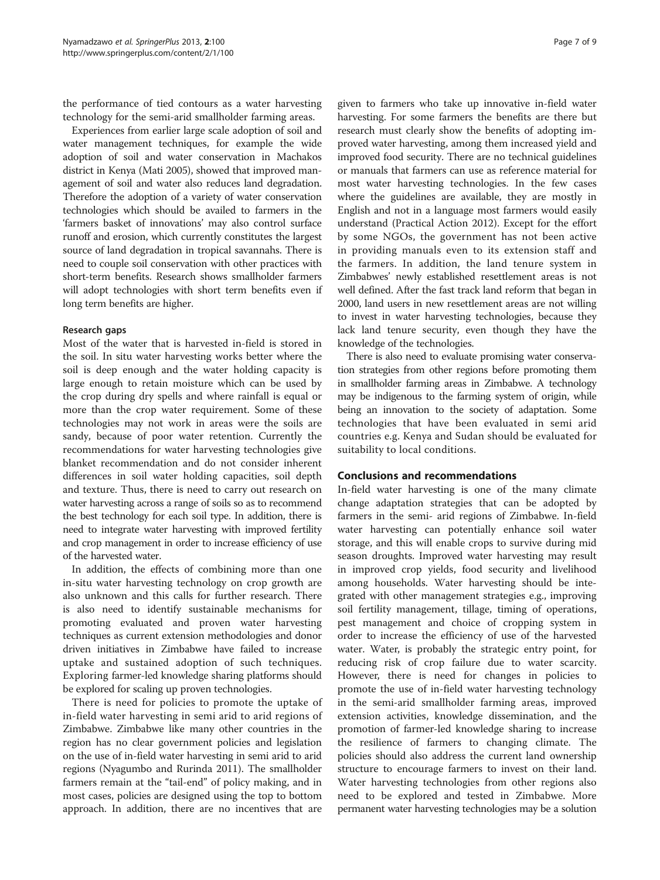the performance of tied contours as a water harvesting technology for the semi-arid smallholder farming areas.

Experiences from earlier large scale adoption of soil and water management techniques, for example the wide adoption of soil and water conservation in Machakos district in Kenya (Mati 2005), showed that improved management of soil and water also reduces land degradation. Therefore the adoption of a variety of water conservation technologies which should be availed to farmers in the 'farmers basket of innovations' may also control surface runoff and erosion, which currently constitutes the largest source of land degradation in tropical savannahs. There is need to couple soil conservation with other practices with short-term benefits. Research shows smallholder farmers will adopt technologies with short term benefits even if long term benefits are higher.

### Research gaps

Most of the water that is harvested in-field is stored in the soil. In situ water harvesting works better where the soil is deep enough and the water holding capacity is large enough to retain moisture which can be used by the crop during dry spells and where rainfall is equal or more than the crop water requirement. Some of these technologies may not work in areas were the soils are sandy, because of poor water retention. Currently the recommendations for water harvesting technologies give blanket recommendation and do not consider inherent differences in soil water holding capacities, soil depth and texture. Thus, there is need to carry out research on water harvesting across a range of soils so as to recommend the best technology for each soil type. In addition, there is need to integrate water harvesting with improved fertility and crop management in order to increase efficiency of use of the harvested water.

In addition, the effects of combining more than one in-situ water harvesting technology on crop growth are also unknown and this calls for further research. There is also need to identify sustainable mechanisms for promoting evaluated and proven water harvesting techniques as current extension methodologies and donor driven initiatives in Zimbabwe have failed to increase uptake and sustained adoption of such techniques. Exploring farmer-led knowledge sharing platforms should be explored for scaling up proven technologies.

There is need for policies to promote the uptake of in-field water harvesting in semi arid to arid regions of Zimbabwe. Zimbabwe like many other countries in the region has no clear government policies and legislation on the use of in-field water harvesting in semi arid to arid regions (Nyagumbo and Rurinda 2011). The smallholder farmers remain at the "tail-end" of policy making, and in most cases, policies are designed using the top to bottom approach. In addition, there are no incentives that are given to farmers who take up innovative in-field water harvesting. For some farmers the benefits are there but research must clearly show the benefits of adopting improved water harvesting, among them increased yield and improved food security. There are no technical guidelines or manuals that farmers can use as reference material for most water harvesting technologies. In the few cases where the guidelines are available, they are mostly in English and not in a language most farmers would easily understand (Practical Action 2012). Except for the effort by some NGOs, the government has not been active in providing manuals even to its extension staff and the farmers. In addition, the land tenure system in Zimbabwes' newly established resettlement areas is not well defined. After the fast track land reform that began in 2000, land users in new resettlement areas are not willing to invest in water harvesting technologies, because they lack land tenure security, even though they have the knowledge of the technologies.

There is also need to evaluate promising water conservation strategies from other regions before promoting them in smallholder farming areas in Zimbabwe. A technology may be indigenous to the farming system of origin, while being an innovation to the society of adaptation. Some technologies that have been evaluated in semi arid countries e.g. Kenya and Sudan should be evaluated for suitability to local conditions.

## Conclusions and recommendations

In-field water harvesting is one of the many climate change adaptation strategies that can be adopted by farmers in the semi- arid regions of Zimbabwe. In-field water harvesting can potentially enhance soil water storage, and this will enable crops to survive during mid season droughts. Improved water harvesting may result in improved crop yields, food security and livelihood among households. Water harvesting should be integrated with other management strategies e.g., improving soil fertility management, tillage, timing of operations, pest management and choice of cropping system in order to increase the efficiency of use of the harvested water. Water, is probably the strategic entry point, for reducing risk of crop failure due to water scarcity. However, there is need for changes in policies to promote the use of in-field water harvesting technology in the semi-arid smallholder farming areas, improved extension activities, knowledge dissemination, and the promotion of farmer-led knowledge sharing to increase the resilience of farmers to changing climate. The policies should also address the current land ownership structure to encourage farmers to invest on their land. Water harvesting technologies from other regions also need to be explored and tested in Zimbabwe. More permanent water harvesting technologies may be a solution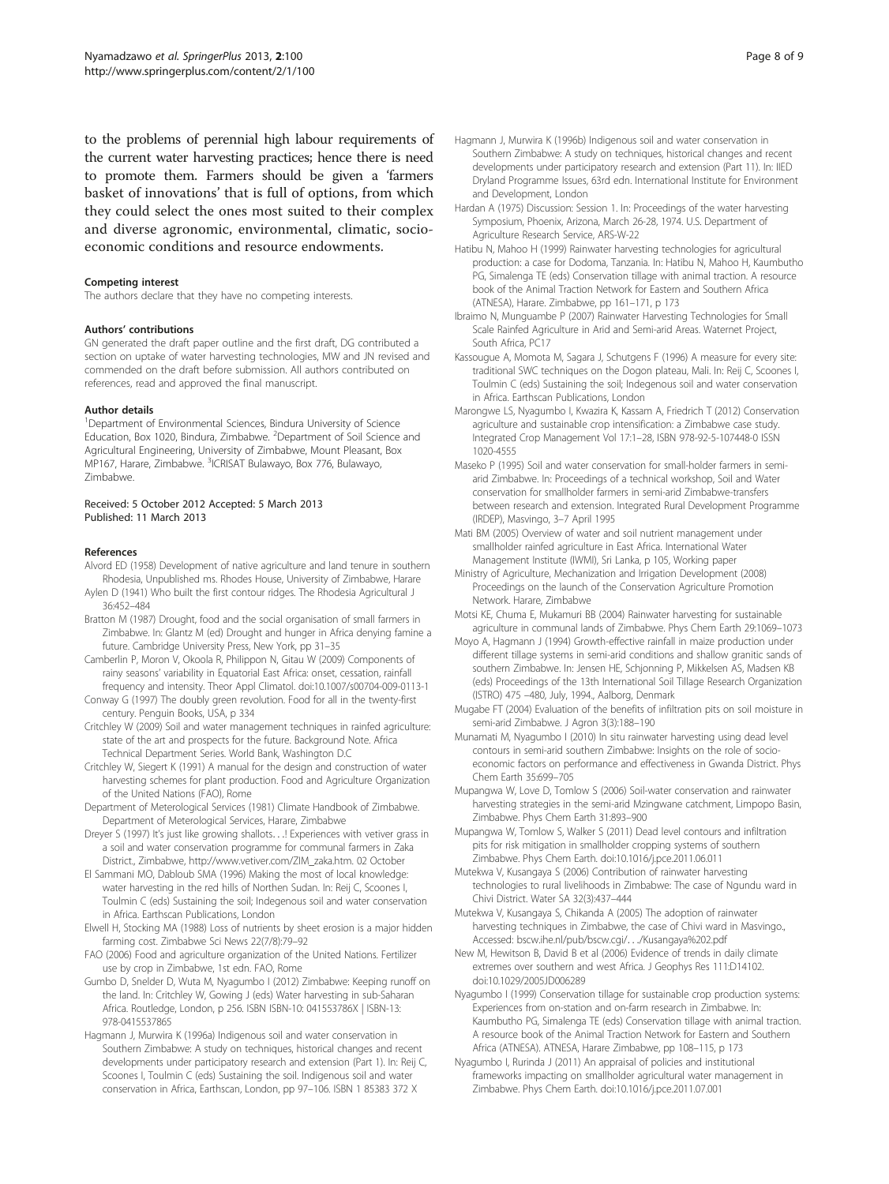to the problems of perennial high labour requirements of the current water harvesting practices; hence there is need to promote them. Farmers should be given a 'farmers basket of innovations' that is full of options, from which they could select the ones most suited to their complex and diverse agronomic, environmental, climatic, socio-economic conditions and resource endowments.

#### Competing interest

The authors declare that they have no competing interests.

#### Authors' contributions

GN generated the draft paper outline and the first draft, DG contributed a section on uptake of water harvesting technologies, MW and JN revised and commended on the draft before submission. All authors contributed on references, read and approved the final manuscript.

#### Author details

[1]Department of Environmental Sciences, Bindura University of Science Education, Box 1020, Bindura, Zimbabwe. [2]Department of Soil Science and Agricultural Engineering, University of Zimbabwe, Mount Pleasant, Box MP167, Harare, Zimbabwe. [3]ICRISAT Bulawayo, Box 776, Bulawayo, Zimbabwe.

Received: 5 October 2012 Accepted: 5 March 2013
Published: 11 March 2013

#### References

Alvord ED (1958) Development of native agriculture and land tenure in southern Rhodesia, Unpublished ms. Rhodes House, University of Zimbabwe, Harare

Aylen D (1941) Who built the first contour ridges. The Rhodesia Agricultural J 36:452–484

Bratton M (1987) Drought, food and the social organisation of small farmers in Zimbabwe. In: Glantz M (ed) Drought and hunger in Africa denying famine a future. Cambridge University Press, New York, pp 31–35

Camberlin P, Moron V, Okoola R, Philippon N, Gitau W (2009) Components of rainy seasons' variability in Equatorial East Africa: onset, cessation, rainfall frequency and intensity. Theor Appl Climatol. doi:10.1007/s00704-009-0113-1

Conway G (1997) The doubly green revolution. Food for all in the twenty-first century. Penguin Books, USA, p 334

Critchley W (2009) Soil and water management techniques in rainfed agriculture: state of the art and prospects for the future. Background Note. Africa Technical Department Series. World Bank, Washington D.C

Critchley W, Siegert K (1991) A manual for the design and construction of water harvesting schemes for plant production. Food and Agriculture Organization of the United Nations (FAO), Rome

Department of Meterological Services (1981) Climate Handbook of Zimbabwe. Department of Meterological Services, Harare, Zimbabwe

Dreyer S (1997) It's just like growing shallots…! Experiences with vetiver grass in a soil and water conservation programme for communal farmers in Zaka District., Zimbabwe, http://www.vetiver.com/ZIM_zaka.htm. 02 October

El Sammani MO, Dabloub SMA (1996) Making the most of local knowledge: water harvesting in the red hills of Northen Sudan. In: Reij C, Scoones I, Toulmin C (eds) Sustaining the soil; Indegenous soil and water conservation in Africa. Earthscan Publications, London

Elwell H, Stocking MA (1988) Loss of nutrients by sheet erosion is a major hidden farming cost. Zimbabwe Sci News 22(7/8):79–92

FAO (2006) Food and agriculture organization of the United Nations. Fertilizer use by crop in Zimbabwe, 1st edn. FAO, Rome

Gumbo D, Snelder D, Wuta M, Nyagumbo I (2012) Zimbabwe: Keeping runoff on the land. In: Critchley W, Gowing J (eds) Water harvesting in sub-Saharan Africa. Routledge, London, p 256. ISBN ISBN-10: 041553786X | ISBN-13: 978-0415537865

Hagmann J, Murwira K (1996a) Indigenous soil and water conservation in Southern Zimbabwe: A study on techniques, historical changes and recent developments under participatory research and extension (Part 1). In: Reij C, Scoones I, Toulmin C (eds) Sustaining the soil. Indigenous soil and water conservation in Africa, Earthscan, London, pp 97–106. ISBN 1 85383 372 X

Hagmann J, Murwira K (1996b) Indigenous soil and water conservation in Southern Zimbabwe: A study on techniques, historical changes and recent developments under participatory research and extension (Part 11). In: IIED Dryland Programme Issues, 63rd edn. International Institute for Environment and Development, London

Hardan A (1975) Discussion: Session 1. In: Proceedings of the water harvesting Symposium, Phoenix, Arizona, March 26-28, 1974. U.S. Department of Agriculture Research Service, ARS-W-22

Hatibu N, Mahoo H (1999) Rainwater harvesting technologies for agricultural production: a case for Dodoma, Tanzania. In: Hatibu N, Mahoo H, Kaumbutho PG, Simalenga TE (eds) Conservation tillage with animal traction. A resource book of the Animal Traction Network for Eastern and Southern Africa (ATNESA), Harare. Zimbabwe, pp 161–171, p 173

Ibraimo N, Munguambe P (2007) Rainwater Harvesting Technologies for Small Scale Rainfed Agriculture in Arid and Semi-arid Areas. Waternet Project, South Africa, PC17

Kassougue A, Momota M, Sagara J, Schutgens F (1996) A measure for every site: traditional SWC techniques on the Dogon plateau, Mali. In: Reij C, Scoones I, Toulmin C (eds) Sustaining the soil; Indegenous soil and water conservation in Africa. Earthscan Publications, London

Marongwe LS, Nyagumbo I, Kwazira K, Kassam A, Friedrich T (2012) Conservation agriculture and sustainable crop intensification: a Zimbabwe case study. Integrated Crop Management Vol 17:1–28, ISBN 978-92-5-107448-0 ISSN 1020-4555

Maseko P (1995) Soil and water conservation for small-holder farmers in semi-arid Zimbabwe. In: Proceedings of a technical workshop, Soil and Water conservation for smallholder farmers in semi-arid Zimbabwe-transfers between research and extension. Integrated Rural Development Programme (IRDEP), Masvingo, 3–7 April 1995

Mati BM (2005) Overview of water and soil nutrient management under smallholder rainfed agriculture in East Africa. International Water Management Institute (IWMI), Sri Lanka, p 105, Working paper

Ministry of Agriculture, Mechanization and Irrigation Development (2008) Proceedings on the launch of the Conservation Agriculture Promotion Network. Harare, Zimbabwe

Motsi KE, Chuma E, Mukamuri BB (2004) Rainwater harvesting for sustainable agriculture in communal lands of Zimbabwe. Phys Chem Earth 29:1069–1073

Moyo A, Hagmann J (1994) Growth-effective rainfall in maize production under different tillage systems in semi-arid conditions and shallow granitic sands of southern Zimbabwe. In: Jensen HE, Schjonning P, Mikkelsen AS, Madsen KB (eds) Proceedings of the 13th International Soil Tillage Research Organization (ISTRO) 475 –480, July, 1994., Aalborg, Denmark

Mugabe FT (2004) Evaluation of the benefits of infiltration pits on soil moisture in semi-arid Zimbabwe. J Agron 3(3):188–190

Munamati M, Nyagumbo I (2010) In situ rainwater harvesting using dead level contours in semi-arid southern Zimbabwe: Insights on the role of socio-economic factors on performance and effectiveness in Gwanda District. Phys Chem Earth 35:699–705

Mupangwa W, Love D, Twomlow S (2006) Soil-water conservation and rainwater harvesting strategies in the semi-arid Mzingwane catchment, Limpopo Basin, Zimbabwe. Phys Chem Earth 31:893–900

Mupangwa W, Twomlow S, Walker S (2011) Dead level contours and infiltration pits for risk mitigation in smallholder cropping systems of southern Zimbabwe. Phys Chem Earth. doi:10.1016/j.pce.2011.06.011

Mutekwa V, Kusangaya S (2006) Contribution of rainwater harvesting technologies to rural livelihoods in Zimbabwe: The case of Ngundu ward in Chivi District. Water SA 32(3):437–444

Mutekwa V, Kusangaya S, Chikanda A (2005) The adoption of rainwater harvesting techniques in Zimbabwe, the case of Chivi ward in Masvingo., Accessed: bscw.ihe.nl/pub/bscw.cgi/…/Kusangaya%202.pdf

New M, Hewitson B, David B et al (2006) Evidence of trends in daily climate extremes over southern and west Africa. J Geophys Res 111:D14102. doi:10.1029/2005JD006289

Nyagumbo I (1999) Conservation tillage for sustainable crop production systems: Experiences from on-station and on-farm research in Zimbabwe. In: Kaumbutho PG, Simalenga TE (eds) Conservation tillage with animal traction. A resource book of the Animal Traction Network for Eastern and Southern Africa (ATNESA). ATNESA, Harare Zimbabwe, pp 108–115, p 173

Nyagumbo I, Rurinda J (2011) An appraisal of policies and institutional frameworks impacting on smallholder agricultural water management in Zimbabwe. Phys Chem Earth. doi:10.1016/j.pce.2011.07.001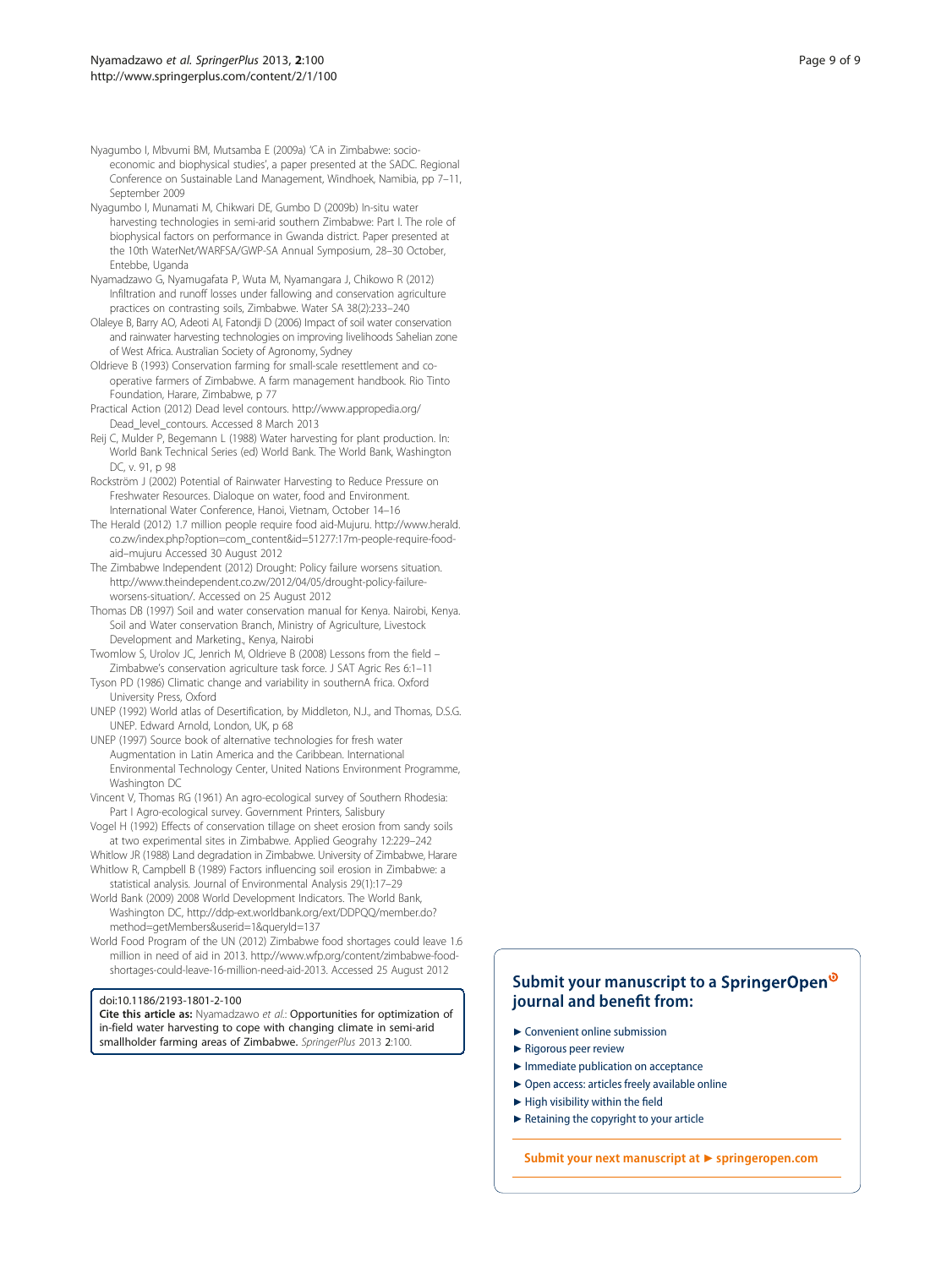Nyagumbo I, Mbvumi BM, Mutsamba E (2009a) 'CA in Zimbabwe: socio-economic and biophysical studies', a paper presented at the SADC. Regional Conference on Sustainable Land Management, Windhoek, Namibia, pp 7–11, September 2009

Nyagumbo I, Munamati M, Chikwari DE, Gumbo D (2009b) In-situ water harvesting technologies in semi-arid southern Zimbabwe: Part I. The role of biophysical factors on performance in Gwanda district. Paper presented at the 10th WaterNet/WARFSA/GWP-SA Annual Symposium, 28–30 October, Entebbe, Uganda

Nyamadzawo G, Nyamugafata P, Wuta M, Nyamangara J, Chikowo R (2012) Infiltration and runoff losses under fallowing and conservation agriculture practices on contrasting soils, Zimbabwe. Water SA 38(2):233–240

Olaleye B, Barry AO, Adeoti AI, Fatondji D (2006) Impact of soil water conservation and rainwater harvesting technologies on improving livelihoods Sahelian zone of West Africa. Australian Society of Agronomy, Sydney

Oldrieve B (1993) Conservation farming for small-scale resettlement and co-operative farmers of Zimbabwe. A farm management handbook. Rio Tinto Foundation, Harare, Zimbabwe, p 77

Practical Action (2012) Dead level contours. http://www.appropedia.org/Dead_level_contours. Accessed 8 March 2013

Reij C, Mulder P, Begemann L (1988) Water harvesting for plant production. In: World Bank Technical Series (ed) World Bank. The World Bank, Washington DC, v. 91, p 98

Rockström J (2002) Potential of Rainwater Harvesting to Reduce Pressure on Freshwater Resources. Dialoque on water, food and Environment. International Water Conference, Hanoi, Vietnam, October 14–16

The Herald (2012) 1.7 million people require food aid-Mujuru. http://www.herald.co.zw/index.php?option=com_content&id=51277:17m-people-require-food-aid–mujuru Accessed 30 August 2012

The Zimbabwe Independent (2012) Drought: Policy failure worsens situation. http://www.theindependent.co.zw/2012/04/05/drought-policy-failure-worsens-situation/. Accessed on 25 August 2012

Thomas DB (1997) Soil and water conservation manual for Kenya. Nairobi, Kenya. Soil and Water conservation Branch, Ministry of Agriculture, Livestock Development and Marketing., Kenya, Nairobi

Twomlow S, Urolov JC, Jenrich M, Oldrieve B (2008) Lessons from the field – Zimbabwe's conservation agriculture task force. J SAT Agric Res 6:1–11

Tyson PD (1986) Climatic change and variability in southernA frica. Oxford University Press, Oxford

UNEP (1992) World atlas of Desertification, by Middleton, N.J., and Thomas, D.S.G. UNEP. Edward Arnold, London, UK, p 68

UNEP (1997) Source book of alternative technologies for fresh water Augmentation in Latin America and the Caribbean. International Environmental Technology Center, United Nations Environment Programme, Washington DC

Vincent V, Thomas RG (1961) An agro-ecological survey of Southern Rhodesia: Part I Agro-ecological survey. Government Printers, Salisbury

Vogel H (1992) Effects of conservation tillage on sheet erosion from sandy soils at two experimental sites in Zimbabwe. Applied Geograhy 12:229–242

Whitlow JR (1988) Land degradation in Zimbabwe. University of Zimbabwe, Harare

Whitlow R, Campbell B (1989) Factors influencing soil erosion in Zimbabwe: a statistical analysis. Journal of Environmental Analysis 29(1):17–29

World Bank (2009) 2008 World Development Indicators. The World Bank, Washington DC, http://ddp-ext.worldbank.org/ext/DDPQQ/member.do?method=getMembers&userid=1&queryId=137

World Food Program of the UN (2012) Zimbabwe food shortages could leave 1.6 million in need of aid in 2013. http://www.wfp.org/content/zimbabwe-food-shortages-could-leave-16-million-need-aid-2013. Accessed 25 August 2012

doi:10.1186/2193-1801-2-100

**Cite this article as:** Nyamadzawo *et al.*: Opportunities for optimization of in-field water harvesting to cope with changing climate in semi-arid smallholder farming areas of Zimbabwe. *SpringerPlus* 2013 **2**:100.

**Submit your manuscript to a SpringerOpen journal and benefit from:**

- ► Convenient online submission
- ► Rigorous peer review
- ► Immediate publication on acceptance
- ► Open access: articles freely available online
- ► High visibility within the field
- ► Retaining the copyright to your article

**Submit your next manuscript at ► springeropen.com**